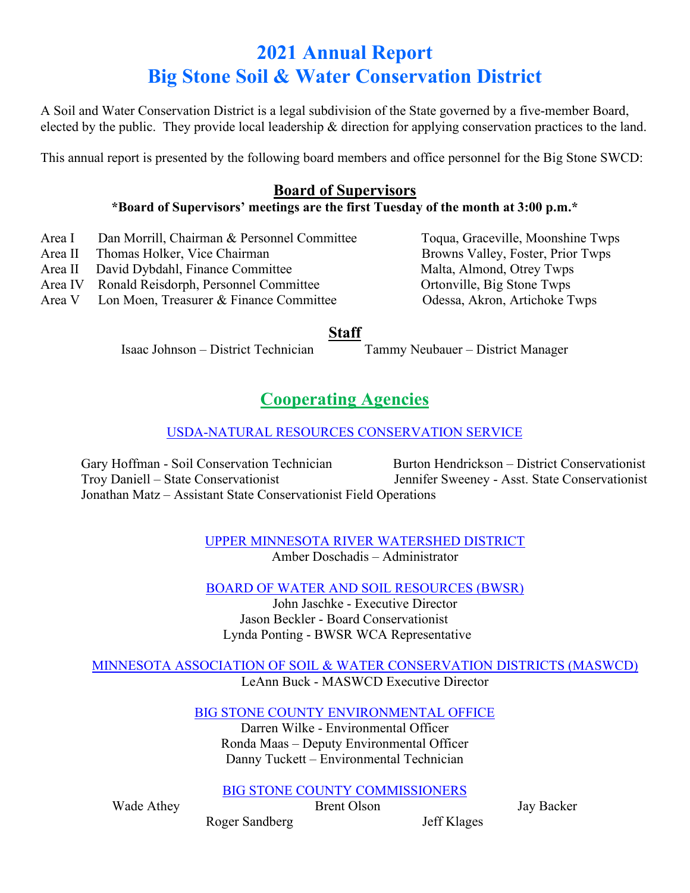# 2021 Annual Report
# Big Stone Soil & Water Conservation District

A Soil and Water Conservation District is a legal subdivision of the State governed by a five-member Board, elected by the public. They provide local leadership & direction for applying conservation practices to the land.

This annual report is presented by the following board members and office personnel for the Big Stone SWCD:

## Board of Supervisors

**\*Board of Supervisors' meetings are the first Tuesday of the month at 3:00 p.m.\***

| Area | Supervisor | Townships |
|---|---|---|
| Area I | Dan Morrill, Chairman & Personnel Committee | Toqua, Graceville, Moonshine Twps |
| Area II | Thomas Holker, Vice Chairman | Browns Valley, Foster, Prior Twps |
| Area II | David Dybdahl, Finance Committee | Malta, Almond, Otrey Twps |
| Area IV | Ronald Reisdorph, Personnel Committee | Ortonville, Big Stone Twps |
| Area V | Lon Moen, Treasurer & Finance Committee | Odessa, Akron, Artichoke Twps |

## Staff

Isaac Johnson – District Technician

Tammy Neubauer – District Manager

## Cooperating Agencies

### USDA-NATURAL RESOURCES CONSERVATION SERVICE

Gary Hoffman - Soil Conservation Technician

Burton Hendrickson – District Conservationist

Troy Daniell – State Conservationist

Jennifer Sweeney - Asst. State Conservationist

Jonathan Matz – Assistant State Conservationist Field Operations

### UPPER MINNESOTA RIVER WATERSHED DISTRICT

Amber Doschadis – Administrator

### BOARD OF WATER AND SOIL RESOURCES (BWSR)

John Jaschke - Executive Director

Jason Beckler - Board Conservationist

Lynda Ponting - BWSR WCA Representative

### MINNESOTA ASSOCIATION OF SOIL & WATER CONSERVATION DISTRICTS (MASWCD)

LeAnn Buck - MASWCD Executive Director

### BIG STONE COUNTY ENVIRONMENTAL OFFICE

Darren Wilke - Environmental Officer

Ronda Maas – Deputy Environmental Officer

Danny Tuckett – Environmental Technician

### BIG STONE COUNTY COMMISSIONERS

Wade Athey

Brent Olson

Jay Backer

Roger Sandberg

Jeff Klages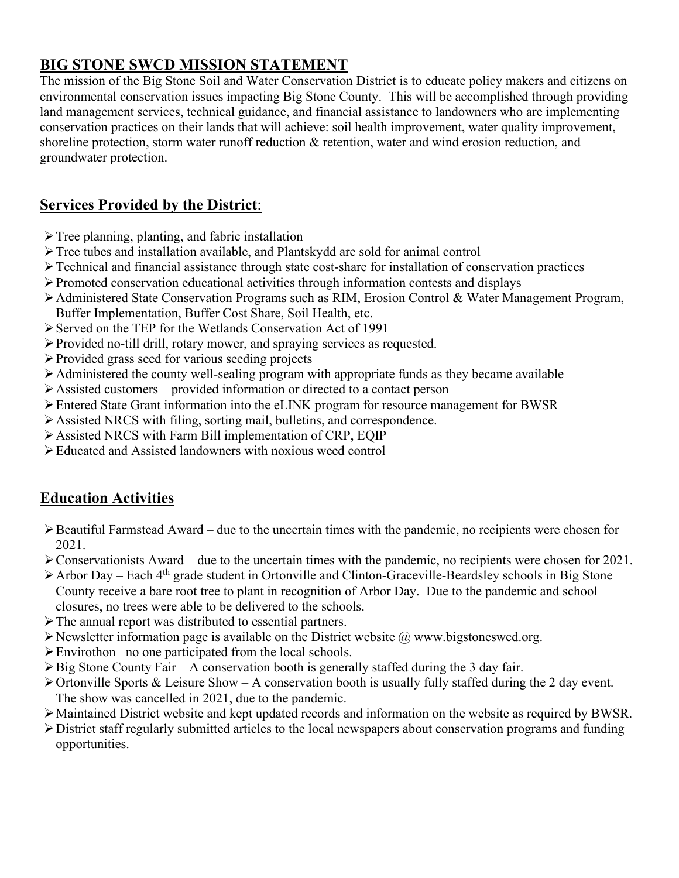## BIG STONE SWCD MISSION STATEMENT

The mission of the Big Stone Soil and Water Conservation District is to educate policy makers and citizens on environmental conservation issues impacting Big Stone County. This will be accomplished through providing land management services, technical guidance, and financial assistance to landowners who are implementing conservation practices on their lands that will achieve: soil health improvement, water quality improvement, shoreline protection, storm water runoff reduction & retention, water and wind erosion reduction, and groundwater protection.

## Services Provided by the District:

- Tree planning, planting, and fabric installation
- Tree tubes and installation available, and Plantskydd are sold for animal control
- Technical and financial assistance through state cost-share for installation of conservation practices
- Promoted conservation educational activities through information contests and displays
- Administered State Conservation Programs such as RIM, Erosion Control & Water Management Program, Buffer Implementation, Buffer Cost Share, Soil Health, etc.
- Served on the TEP for the Wetlands Conservation Act of 1991
- Provided no-till drill, rotary mower, and spraying services as requested.
- Provided grass seed for various seeding projects
- Administered the county well-sealing program with appropriate funds as they became available
- Assisted customers – provided information or directed to a contact person
- Entered State Grant information into the eLINK program for resource management for BWSR
- Assisted NRCS with filing, sorting mail, bulletins, and correspondence.
- Assisted NRCS with Farm Bill implementation of CRP, EQIP
- Educated and Assisted landowners with noxious weed control

## Education Activities

- Beautiful Farmstead Award – due to the uncertain times with the pandemic, no recipients were chosen for 2021.
- Conservationists Award – due to the uncertain times with the pandemic, no recipients were chosen for 2021.
- Arbor Day – Each 4th grade student in Ortonville and Clinton-Graceville-Beardsley schools in Big Stone County receive a bare root tree to plant in recognition of Arbor Day. Due to the pandemic and school closures, no trees were able to be delivered to the schools.
- The annual report was distributed to essential partners.
- Newsletter information page is available on the District website @ www.bigstoneswcd.org.
- Envirothon –no one participated from the local schools.
- Big Stone County Fair – A conservation booth is generally staffed during the 3 day fair.
- Ortonville Sports & Leisure Show – A conservation booth is usually fully staffed during the 2 day event. The show was cancelled in 2021, due to the pandemic.
- Maintained District website and kept updated records and information on the website as required by BWSR.
- District staff regularly submitted articles to the local newspapers about conservation programs and funding opportunities.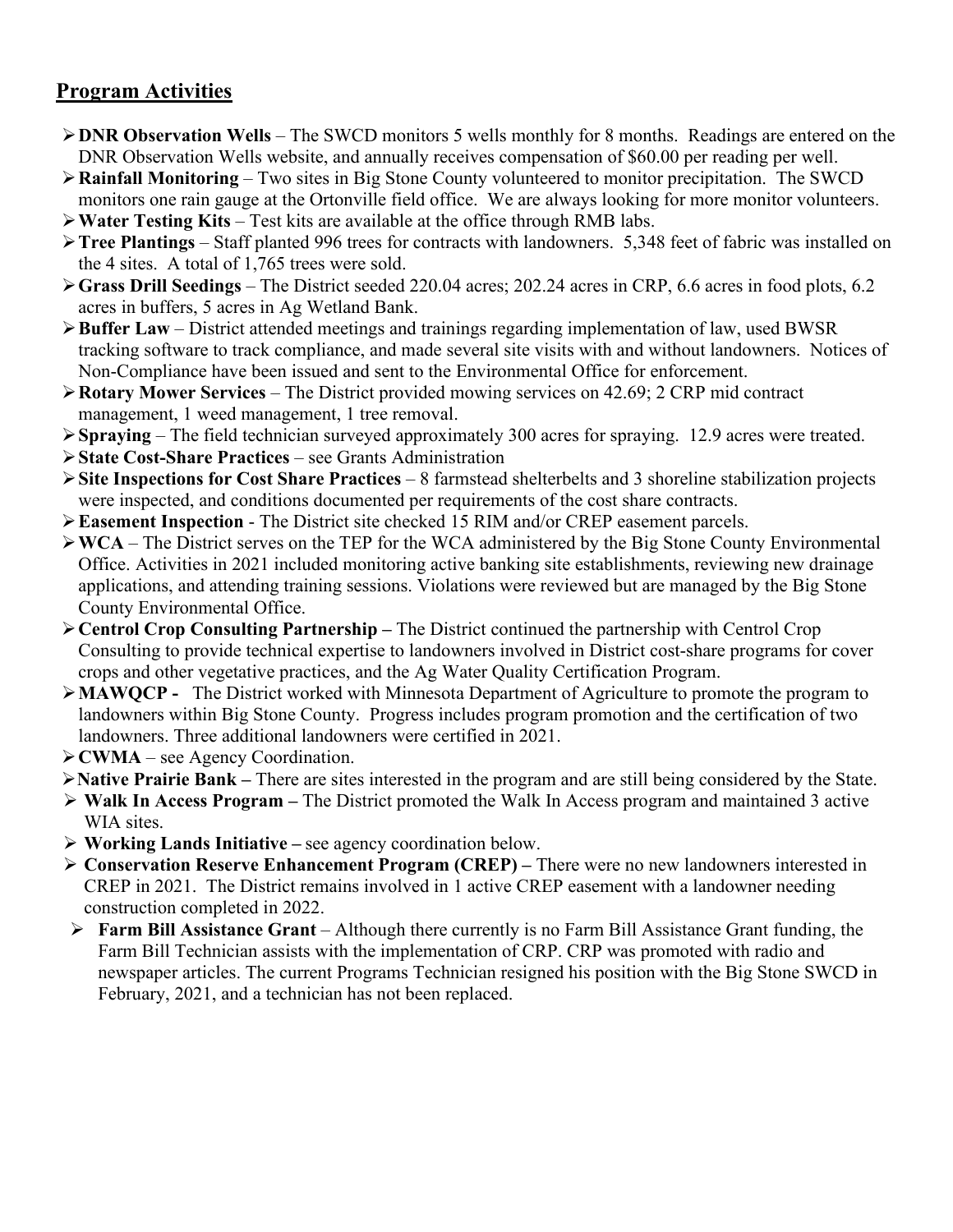## Program Activities

- **DNR Observation Wells** – The SWCD monitors 5 wells monthly for 8 months. Readings are entered on the DNR Observation Wells website, and annually receives compensation of $60.00 per reading per well.
- **Rainfall Monitoring** – Two sites in Big Stone County volunteered to monitor precipitation. The SWCD monitors one rain gauge at the Ortonville field office. We are always looking for more monitor volunteers.
- **Water Testing Kits** – Test kits are available at the office through RMB labs.
- **Tree Plantings** – Staff planted 996 trees for contracts with landowners. 5,348 feet of fabric was installed on the 4 sites. A total of 1,765 trees were sold.
- **Grass Drill Seedings** – The District seeded 220.04 acres; 202.24 acres in CRP, 6.6 acres in food plots, 6.2 acres in buffers, 5 acres in Ag Wetland Bank.
- **Buffer Law** – District attended meetings and trainings regarding implementation of law, used BWSR tracking software to track compliance, and made several site visits with and without landowners. Notices of Non-Compliance have been issued and sent to the Environmental Office for enforcement.
- **Rotary Mower Services** – The District provided mowing services on 42.69; 2 CRP mid contract management, 1 weed management, 1 tree removal.
- **Spraying** – The field technician surveyed approximately 300 acres for spraying. 12.9 acres were treated.
- **State Cost-Share Practices** – see Grants Administration
- **Site Inspections for Cost Share Practices** – 8 farmstead shelterbelts and 3 shoreline stabilization projects were inspected, and conditions documented per requirements of the cost share contracts.
- **Easement Inspection** - The District site checked 15 RIM and/or CREP easement parcels.
- **WCA** – The District serves on the TEP for the WCA administered by the Big Stone County Environmental Office. Activities in 2021 included monitoring active banking site establishments, reviewing new drainage applications, and attending training sessions. Violations were reviewed but are managed by the Big Stone County Environmental Office.
- **Centrol Crop Consulting Partnership –** The District continued the partnership with Centrol Crop Consulting to provide technical expertise to landowners involved in District cost-share programs for cover crops and other vegetative practices, and the Ag Water Quality Certification Program.
- **MAWQCP -** The District worked with Minnesota Department of Agriculture to promote the program to landowners within Big Stone County. Progress includes program promotion and the certification of two landowners. Three additional landowners were certified in 2021.
- **CWMA** – see Agency Coordination.
- **Native Prairie Bank –** There are sites interested in the program and are still being considered by the State.
- **Walk In Access Program –** The District promoted the Walk In Access program and maintained 3 active WIA sites.
- **Working Lands Initiative –** see agency coordination below.
- **Conservation Reserve Enhancement Program (CREP) –** There were no new landowners interested in CREP in 2021. The District remains involved in 1 active CREP easement with a landowner needing construction completed in 2022.
- **Farm Bill Assistance Grant** – Although there currently is no Farm Bill Assistance Grant funding, the Farm Bill Technician assists with the implementation of CRP. CRP was promoted with radio and newspaper articles. The current Programs Technician resigned his position with the Big Stone SWCD in February, 2021, and a technician has not been replaced.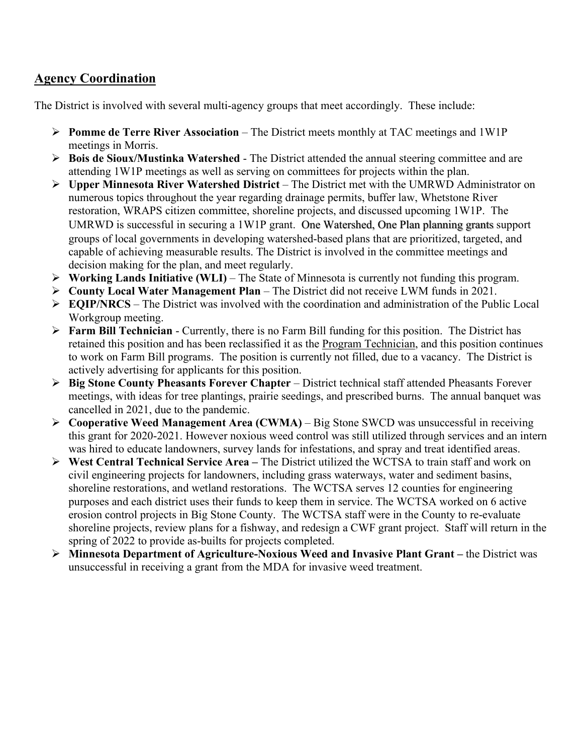## Agency Coordination

The District is involved with several multi-agency groups that meet accordingly. These include:

- **Pomme de Terre River Association** – The District meets monthly at TAC meetings and 1W1P meetings in Morris.
- **Bois de Sioux/Mustinka Watershed** - The District attended the annual steering committee and are attending 1W1P meetings as well as serving on committees for projects within the plan.
- **Upper Minnesota River Watershed District** – The District met with the UMRWD Administrator on numerous topics throughout the year regarding drainage permits, buffer law, Whetstone River restoration, WRAPS citizen committee, shoreline projects, and discussed upcoming 1W1P. The UMRWD is successful in securing a 1W1P grant. One Watershed, One Plan planning grants support groups of local governments in developing watershed-based plans that are prioritized, targeted, and capable of achieving measurable results. The District is involved in the committee meetings and decision making for the plan, and meet regularly.
- **Working Lands Initiative (WLI)** – The State of Minnesota is currently not funding this program.
- **County Local Water Management Plan** – The District did not receive LWM funds in 2021.
- **EQIP/NRCS** – The District was involved with the coordination and administration of the Public Local Workgroup meeting.
- **Farm Bill Technician** - Currently, there is no Farm Bill funding for this position. The District has retained this position and has been reclassified it as the Program Technician, and this position continues to work on Farm Bill programs. The position is currently not filled, due to a vacancy. The District is actively advertising for applicants for this position.
- **Big Stone County Pheasants Forever Chapter** – District technical staff attended Pheasants Forever meetings, with ideas for tree plantings, prairie seedings, and prescribed burns. The annual banquet was cancelled in 2021, due to the pandemic.
- **Cooperative Weed Management Area (CWMA)** – Big Stone SWCD was unsuccessful in receiving this grant for 2020-2021. However noxious weed control was still utilized through services and an intern was hired to educate landowners, survey lands for infestations, and spray and treat identified areas.
- **West Central Technical Service Area –** The District utilized the WCTSA to train staff and work on civil engineering projects for landowners, including grass waterways, water and sediment basins, shoreline restorations, and wetland restorations. The WCTSA serves 12 counties for engineering purposes and each district uses their funds to keep them in service. The WCTSA worked on 6 active erosion control projects in Big Stone County. The WCTSA staff were in the County to re-evaluate shoreline projects, review plans for a fishway, and redesign a CWF grant project. Staff will return in the spring of 2022 to provide as-builts for projects completed.
- **Minnesota Department of Agriculture-Noxious Weed and Invasive Plant Grant –** the District was unsuccessful in receiving a grant from the MDA for invasive weed treatment.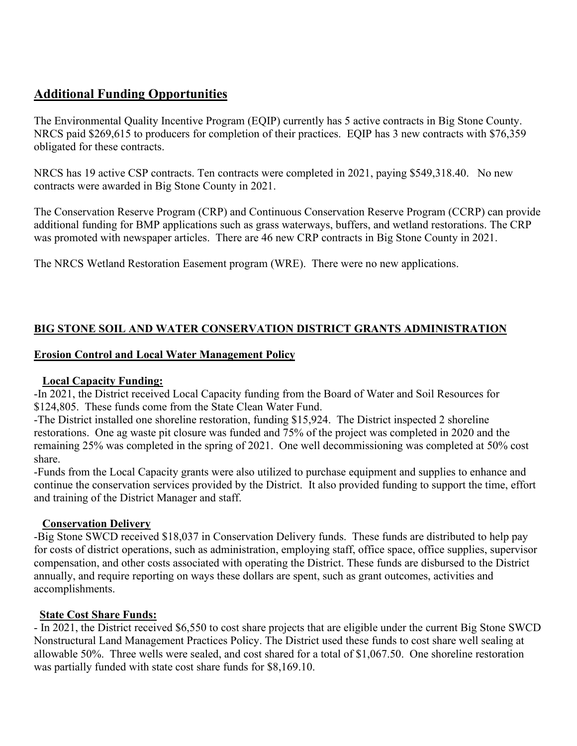## Additional Funding Opportunities

The Environmental Quality Incentive Program (EQIP) currently has 5 active contracts in Big Stone County. NRCS paid $269,615 to producers for completion of their practices. EQIP has 3 new contracts with $76,359 obligated for these contracts.

NRCS has 19 active CSP contracts. Ten contracts were completed in 2021, paying $549,318.40. No new contracts were awarded in Big Stone County in 2021.

The Conservation Reserve Program (CRP) and Continuous Conservation Reserve Program (CCRP) can provide additional funding for BMP applications such as grass waterways, buffers, and wetland restorations. The CRP was promoted with newspaper articles. There are 46 new CRP contracts in Big Stone County in 2021.

The NRCS Wetland Restoration Easement program (WRE). There were no new applications.

## BIG STONE SOIL AND WATER CONSERVATION DISTRICT GRANTS ADMINISTRATION

### Erosion Control and Local Water Management Policy

#### Local Capacity Funding:

-In 2021, the District received Local Capacity funding from the Board of Water and Soil Resources for $124,805. These funds come from the State Clean Water Fund.

-The District installed one shoreline restoration, funding $15,924. The District inspected 2 shoreline restorations. One ag waste pit closure was funded and 75% of the project was completed in 2020 and the remaining 25% was completed in the spring of 2021. One well decommissioning was completed at 50% cost share.

-Funds from the Local Capacity grants were also utilized to purchase equipment and supplies to enhance and continue the conservation services provided by the District. It also provided funding to support the time, effort and training of the District Manager and staff.

#### Conservation Delivery

-Big Stone SWCD received $18,037 in Conservation Delivery funds. These funds are distributed to help pay for costs of district operations, such as administration, employing staff, office space, office supplies, supervisor compensation, and other costs associated with operating the District. These funds are disbursed to the District annually, and require reporting on ways these dollars are spent, such as grant outcomes, activities and accomplishments.

#### State Cost Share Funds:

- In 2021, the District received $6,550 to cost share projects that are eligible under the current Big Stone SWCD Nonstructural Land Management Practices Policy. The District used these funds to cost share well sealing at allowable 50%. Three wells were sealed, and cost shared for a total of $1,067.50. One shoreline restoration was partially funded with state cost share funds for $8,169.10.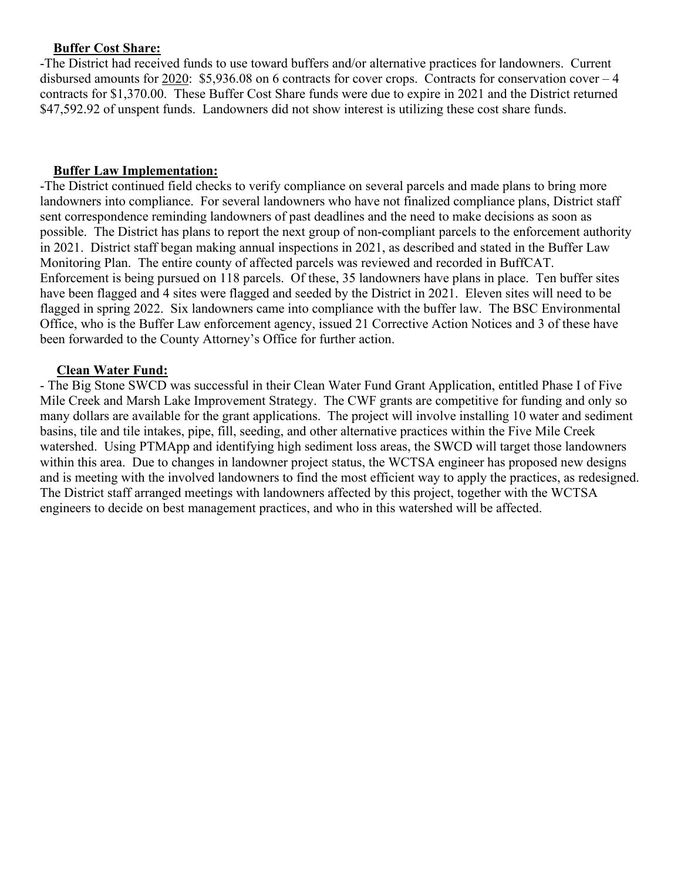**Buffer Cost Share:**

-The District had received funds to use toward buffers and/or alternative practices for landowners. Current disbursed amounts for 2020: $5,936.08 on 6 contracts for cover crops. Contracts for conservation cover – 4 contracts for $1,370.00. These Buffer Cost Share funds were due to expire in 2021 and the District returned $47,592.92 of unspent funds. Landowners did not show interest is utilizing these cost share funds.

**Buffer Law Implementation:**

-The District continued field checks to verify compliance on several parcels and made plans to bring more landowners into compliance. For several landowners who have not finalized compliance plans, District staff sent correspondence reminding landowners of past deadlines and the need to make decisions as soon as possible. The District has plans to report the next group of non-compliant parcels to the enforcement authority in 2021. District staff began making annual inspections in 2021, as described and stated in the Buffer Law Monitoring Plan. The entire county of affected parcels was reviewed and recorded in BuffCAT. Enforcement is being pursued on 118 parcels. Of these, 35 landowners have plans in place. Ten buffer sites have been flagged and 4 sites were flagged and seeded by the District in 2021. Eleven sites will need to be flagged in spring 2022. Six landowners came into compliance with the buffer law. The BSC Environmental Office, who is the Buffer Law enforcement agency, issued 21 Corrective Action Notices and 3 of these have been forwarded to the County Attorney's Office for further action.

**Clean Water Fund:**

- The Big Stone SWCD was successful in their Clean Water Fund Grant Application, entitled Phase I of Five Mile Creek and Marsh Lake Improvement Strategy. The CWF grants are competitive for funding and only so many dollars are available for the grant applications. The project will involve installing 10 water and sediment basins, tile and tile intakes, pipe, fill, seeding, and other alternative practices within the Five Mile Creek watershed. Using PTMApp and identifying high sediment loss areas, the SWCD will target those landowners within this area. Due to changes in landowner project status, the WCTSA engineer has proposed new designs and is meeting with the involved landowners to find the most efficient way to apply the practices, as redesigned. The District staff arranged meetings with landowners affected by this project, together with the WCTSA engineers to decide on best management practices, and who in this watershed will be affected.